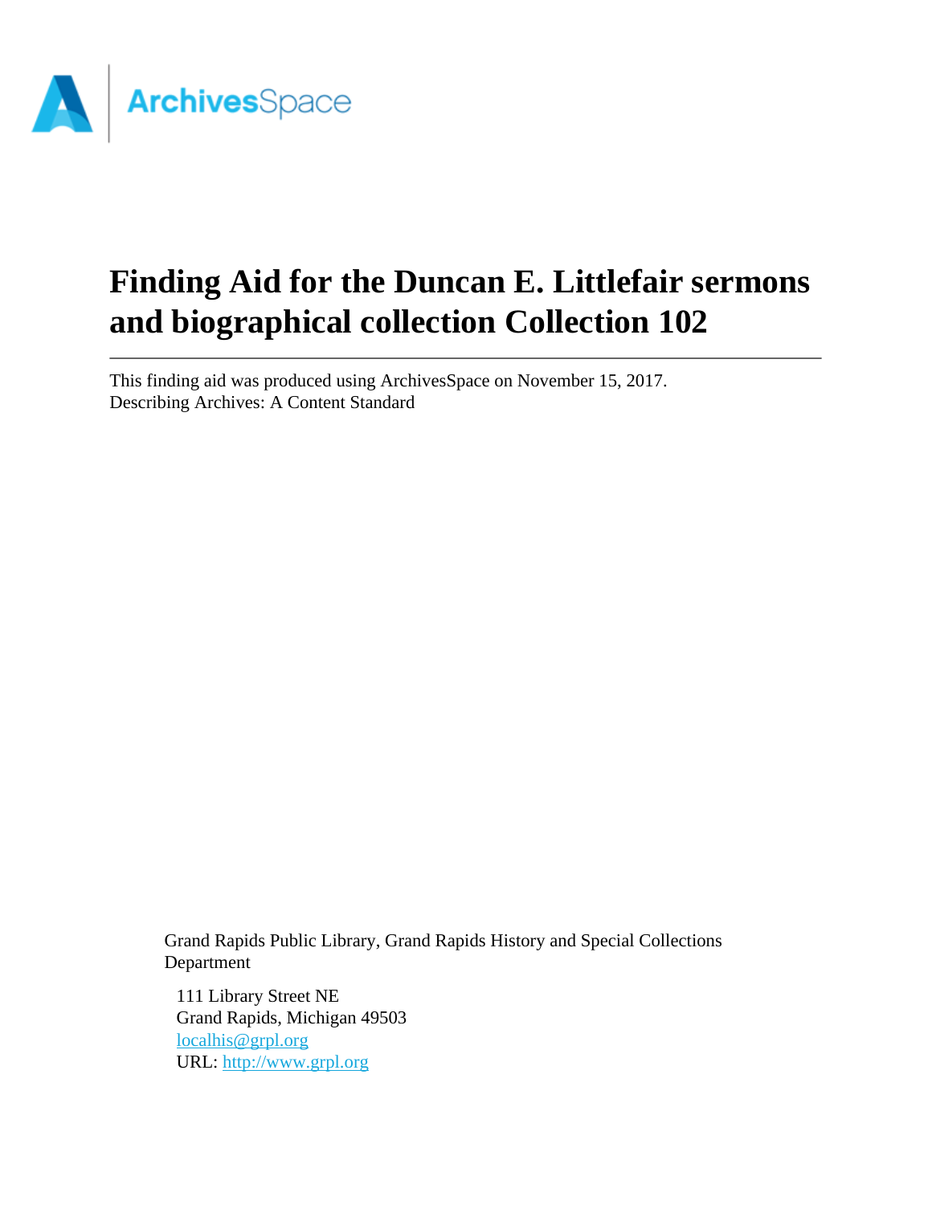ArchivesSpace

# Finding Aid for the Duncan E. Littlefair sermons and biographical collection Collection 102

This finding aid was produced using ArchivesSpace on November 15, 2017.
Describing Archives: A Content Standard

Grand Rapids Public Library, Grand Rapids History and Special Collections Department

111 Library Street NE
Grand Rapids, Michigan 49503
localhis@grpl.org
URL: http://www.grpl.org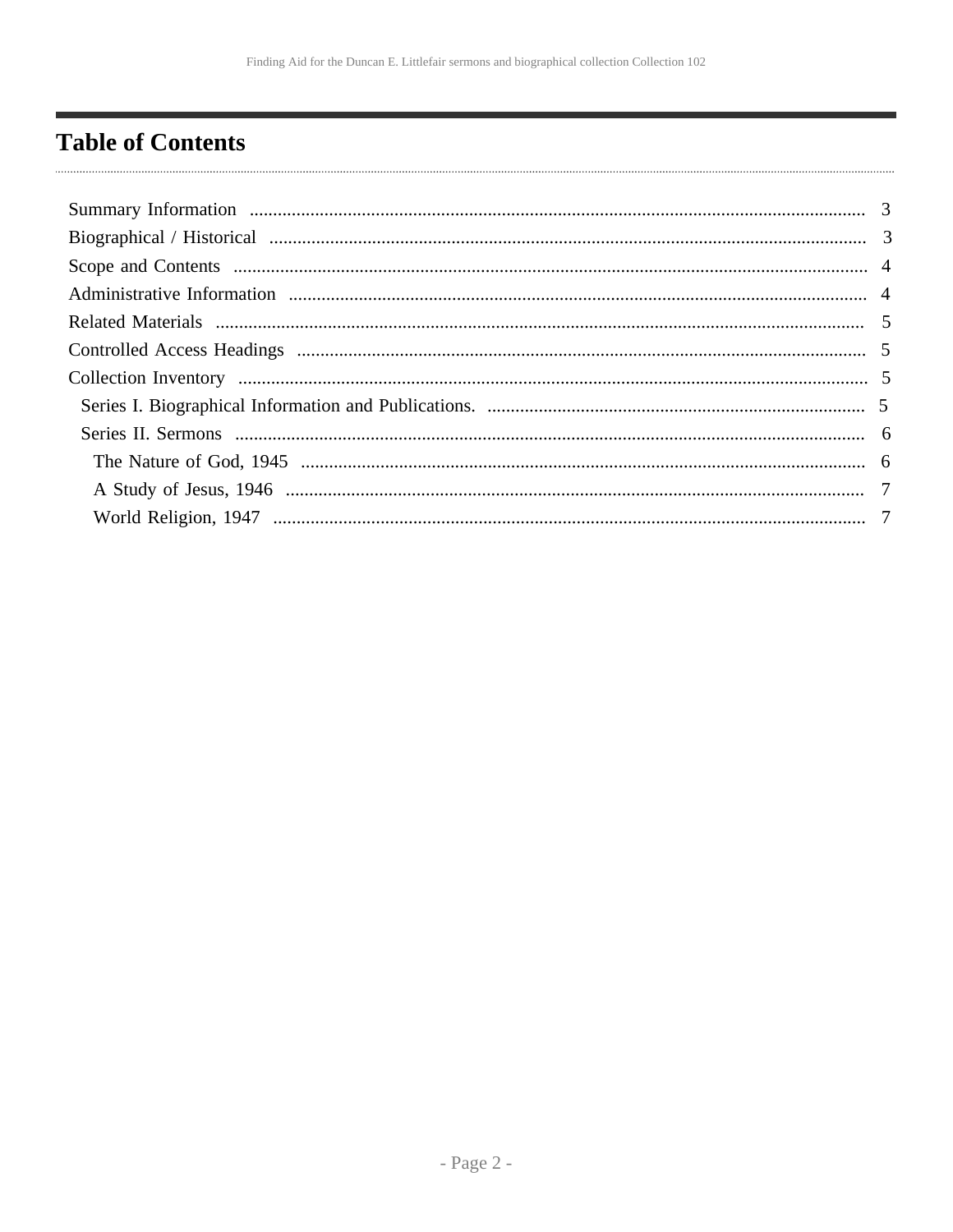# Table of Contents

- Summary Information ..... 3
- Biographical / Historical ..... 3
- Scope and Contents ..... 4
- Administrative Information ..... 4
- Related Materials ..... 5
- Controlled Access Headings ..... 5
- Collection Inventory ..... 5
  - Series I. Biographical Information and Publications. ..... 5
  - Series II. Sermons ..... 6
    - The Nature of God, 1945 ..... 6
    - A Study of Jesus, 1946 ..... 7
    - World Religion, 1947 ..... 7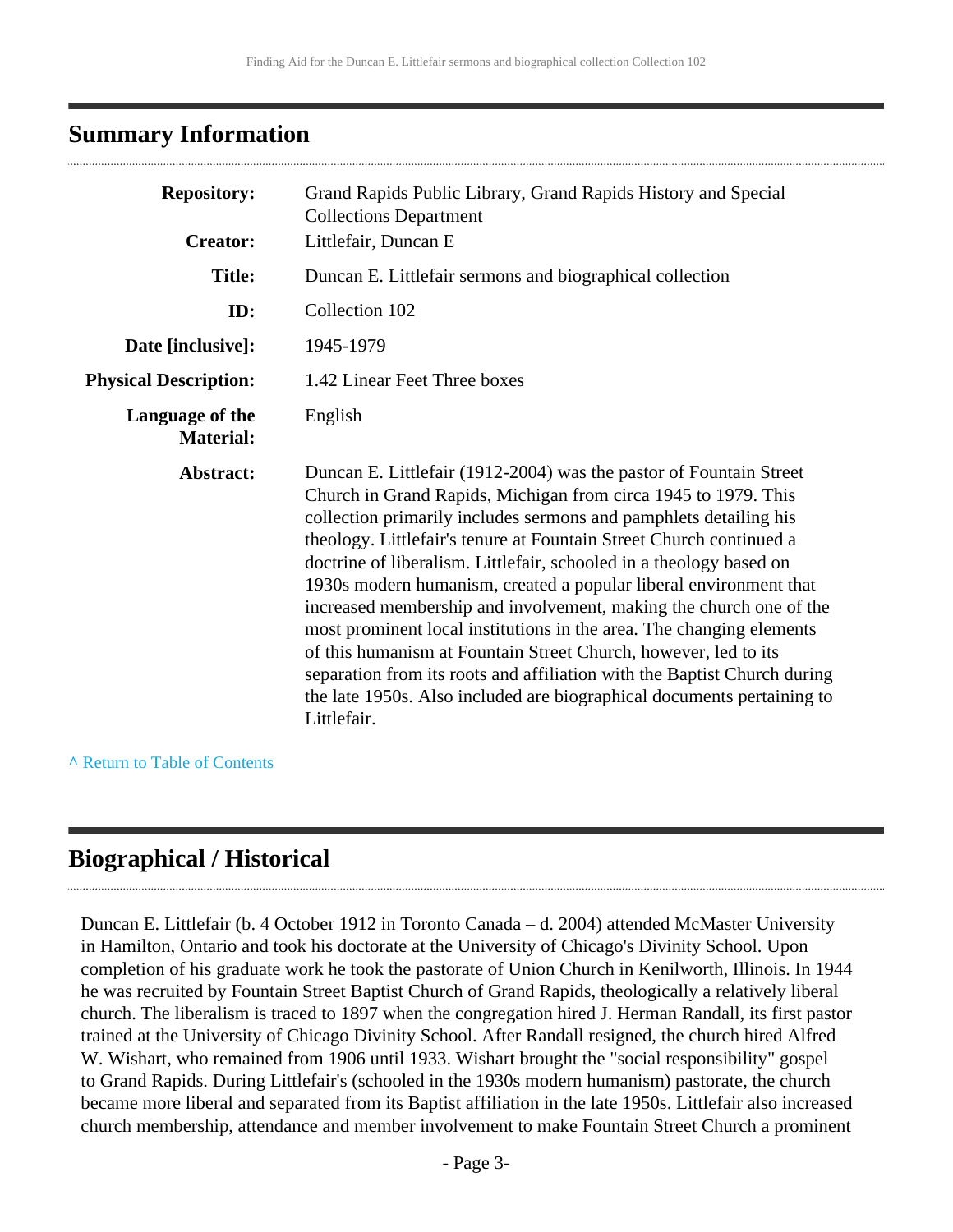## Summary Information

| | |
|---|---|
| **Repository:** | Grand Rapids Public Library, Grand Rapids History and Special Collections Department |
| **Creator:** | Littlefair, Duncan E |
| **Title:** | Duncan E. Littlefair sermons and biographical collection |
| **ID:** | Collection 102 |
| **Date [inclusive]:** | 1945-1979 |
| **Physical Description:** | 1.42 Linear Feet Three boxes |
| **Language of the Material:** | English |
| **Abstract:** | Duncan E. Littlefair (1912-2004) was the pastor of Fountain Street Church in Grand Rapids, Michigan from circa 1945 to 1979. This collection primarily includes sermons and pamphlets detailing his theology. Littlefair's tenure at Fountain Street Church continued a doctrine of liberalism. Littlefair, schooled in a theology based on 1930s modern humanism, created a popular liberal environment that increased membership and involvement, making the church one of the most prominent local institutions in the area. The changing elements of this humanism at Fountain Street Church, however, led to its separation from its roots and affiliation with the Baptist Church during the late 1950s. Also included are biographical documents pertaining to Littlefair. |

^ Return to Table of Contents

## Biographical / Historical

Duncan E. Littlefair (b. 4 October 1912 in Toronto Canada – d. 2004) attended McMaster University in Hamilton, Ontario and took his doctorate at the University of Chicago's Divinity School. Upon completion of his graduate work he took the pastorate of Union Church in Kenilworth, Illinois. In 1944 he was recruited by Fountain Street Baptist Church of Grand Rapids, theologically a relatively liberal church. The liberalism is traced to 1897 when the congregation hired J. Herman Randall, its first pastor trained at the University of Chicago Divinity School. After Randall resigned, the church hired Alfred W. Wishart, who remained from 1906 until 1933. Wishart brought the "social responsibility" gospel to Grand Rapids. During Littlefair's (schooled in the 1930s modern humanism) pastorate, the church became more liberal and separated from its Baptist affiliation in the late 1950s. Littlefair also increased church membership, attendance and member involvement to make Fountain Street Church a prominent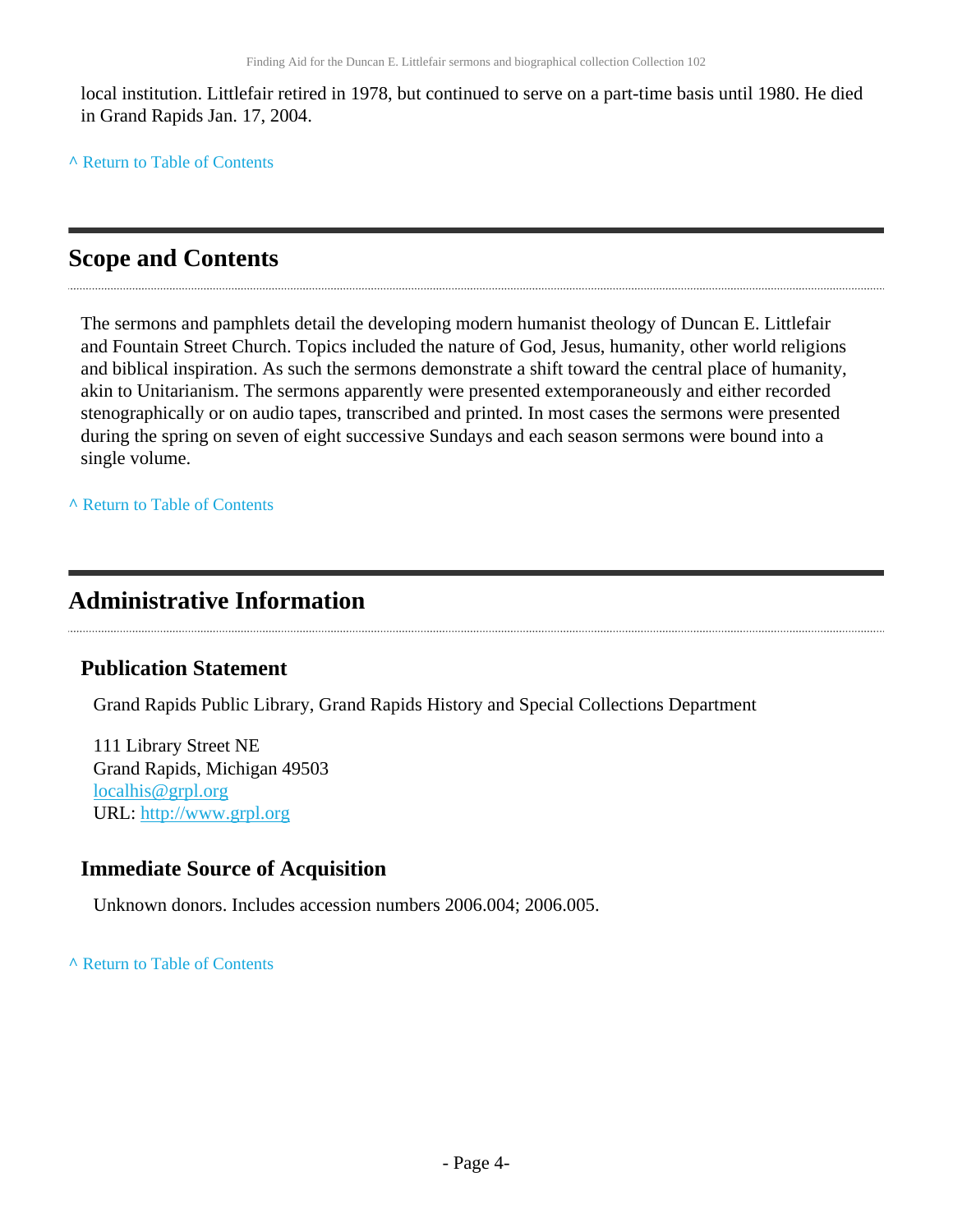local institution. Littlefair retired in 1978, but continued to serve on a part-time basis until 1980. He died in Grand Rapids Jan. 17, 2004.

^ Return to Table of Contents

## Scope and Contents

The sermons and pamphlets detail the developing modern humanist theology of Duncan E. Littlefair and Fountain Street Church. Topics included the nature of God, Jesus, humanity, other world religions and biblical inspiration. As such the sermons demonstrate a shift toward the central place of humanity, akin to Unitarianism. The sermons apparently were presented extemporaneously and either recorded stenographically or on audio tapes, transcribed and printed. In most cases the sermons were presented during the spring on seven of eight successive Sundays and each season sermons were bound into a single volume.

^ Return to Table of Contents

## Administrative Information

### Publication Statement

Grand Rapids Public Library, Grand Rapids History and Special Collections Department

111 Library Street NE
Grand Rapids, Michigan 49503
localhis@grpl.org
URL: http://www.grpl.org

### Immediate Source of Acquisition

Unknown donors. Includes accession numbers 2006.004; 2006.005.

^ Return to Table of Contents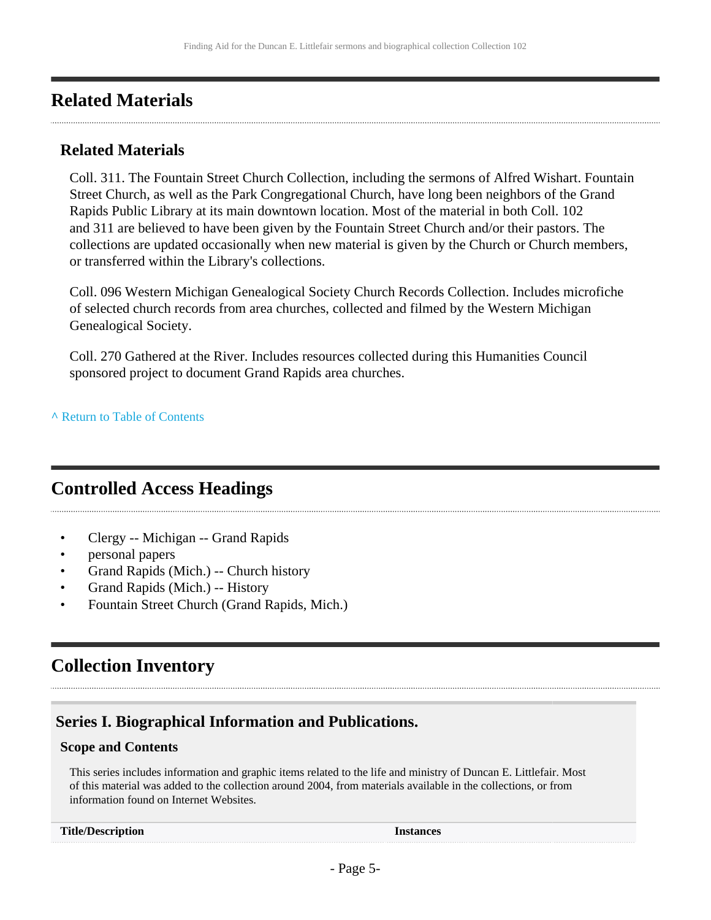## Related Materials

### Related Materials

Coll. 311. The Fountain Street Church Collection, including the sermons of Alfred Wishart. Fountain Street Church, as well as the Park Congregational Church, have long been neighbors of the Grand Rapids Public Library at its main downtown location. Most of the material in both Coll. 102 and 311 are believed to have been given by the Fountain Street Church and/or their pastors. The collections are updated occasionally when new material is given by the Church or Church members, or transferred within the Library's collections.

Coll. 096 Western Michigan Genealogical Society Church Records Collection. Includes microfiche of selected church records from area churches, collected and filmed by the Western Michigan Genealogical Society.

Coll. 270 Gathered at the River. Includes resources collected during this Humanities Council sponsored project to document Grand Rapids area churches.

^ Return to Table of Contents

## Controlled Access Headings

- Clergy -- Michigan -- Grand Rapids
- personal papers
- Grand Rapids (Mich.) -- Church history
- Grand Rapids (Mich.) -- History
- Fountain Street Church (Grand Rapids, Mich.)

## Collection Inventory

### Series I. Biographical Information and Publications.

#### Scope and Contents

This series includes information and graphic items related to the life and ministry of Duncan E. Littlefair. Most of this material was added to the collection around 2004, from materials available in the collections, or from information found on Internet Websites.

| Title/Description | Instances |
| --- | --- |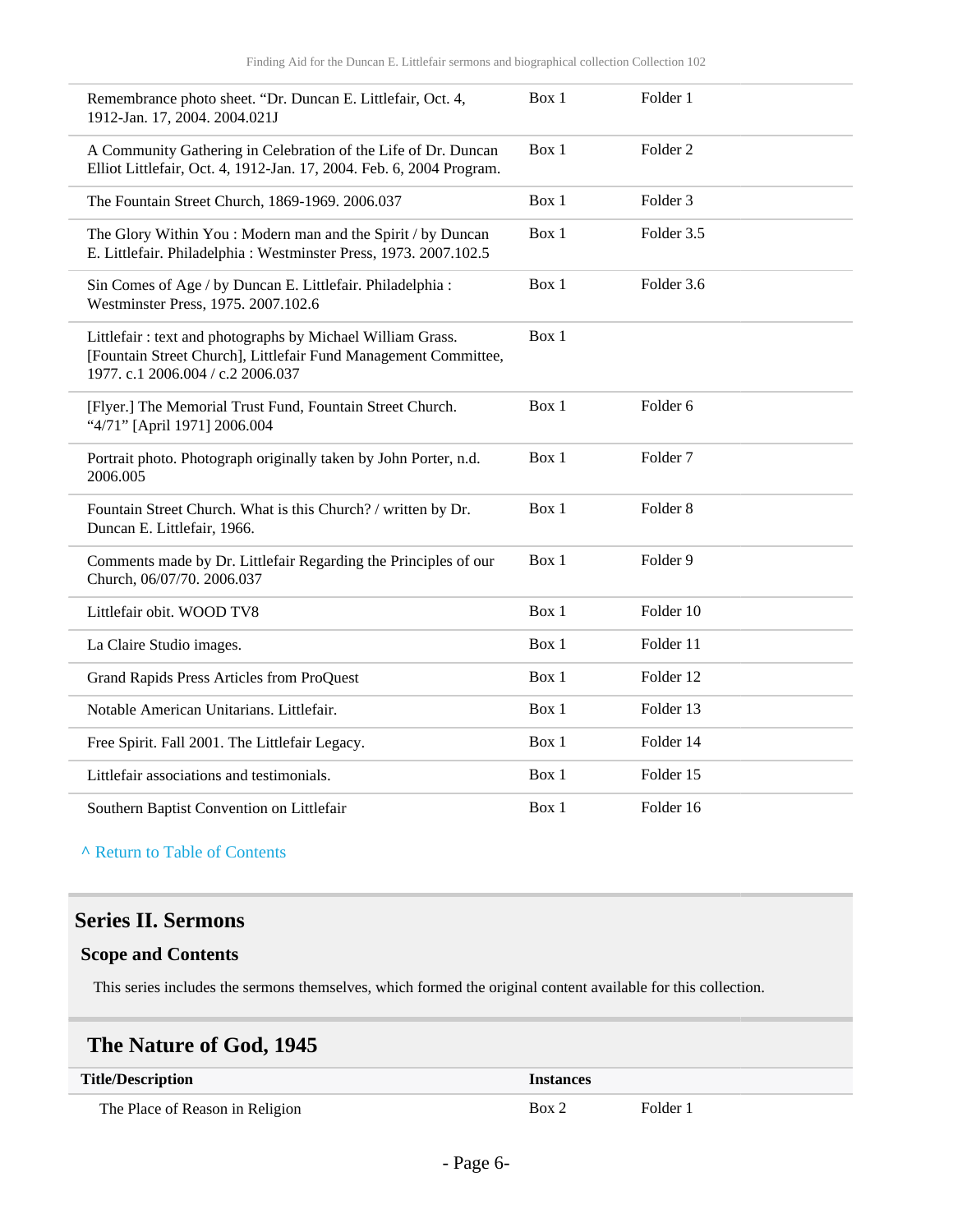| | | |
|---|---|---|
| Remembrance photo sheet. “Dr. Duncan E. Littlefair, Oct. 4, 1912-Jan. 17, 2004. 2004.021J | Box 1 | Folder 1 |
| A Community Gathering in Celebration of the Life of Dr. Duncan Elliot Littlefair, Oct. 4, 1912-Jan. 17, 2004. Feb. 6, 2004 Program. | Box 1 | Folder 2 |
| The Fountain Street Church, 1869-1969. 2006.037 | Box 1 | Folder 3 |
| The Glory Within You : Modern man and the Spirit / by Duncan E. Littlefair. Philadelphia : Westminster Press, 1973. 2007.102.5 | Box 1 | Folder 3.5 |
| Sin Comes of Age / by Duncan E. Littlefair. Philadelphia : Westminster Press, 1975. 2007.102.6 | Box 1 | Folder 3.6 |
| Littlefair : text and photographs by Michael William Grass. [Fountain Street Church], Littlefair Fund Management Committee, 1977. c.1 2006.004 / c.2 2006.037 | Box 1 | |
| [Flyer.] The Memorial Trust Fund, Fountain Street Church. “4/71” [April 1971] 2006.004 | Box 1 | Folder 6 |
| Portrait photo. Photograph originally taken by John Porter, n.d. 2006.005 | Box 1 | Folder 7 |
| Fountain Street Church. What is this Church? / written by Dr. Duncan E. Littlefair, 1966. | Box 1 | Folder 8 |
| Comments made by Dr. Littlefair Regarding the Principles of our Church, 06/07/70. 2006.037 | Box 1 | Folder 9 |
| Littlefair obit. WOOD TV8 | Box 1 | Folder 10 |
| La Claire Studio images. | Box 1 | Folder 11 |
| Grand Rapids Press Articles from ProQuest | Box 1 | Folder 12 |
| Notable American Unitarians. Littlefair. | Box 1 | Folder 13 |
| Free Spirit. Fall 2001. The Littlefair Legacy. | Box 1 | Folder 14 |
| Littlefair associations and testimonials. | Box 1 | Folder 15 |
| Southern Baptist Convention on Littlefair | Box 1 | Folder 16 |

^ Return to Table of Contents

## Series II. Sermons

### Scope and Contents

This series includes the sermons themselves, which formed the original content available for this collection.

## The Nature of God, 1945

| Title/Description | Instances | |
|---|---|---|
| The Place of Reason in Religion | Box 2 | Folder 1 |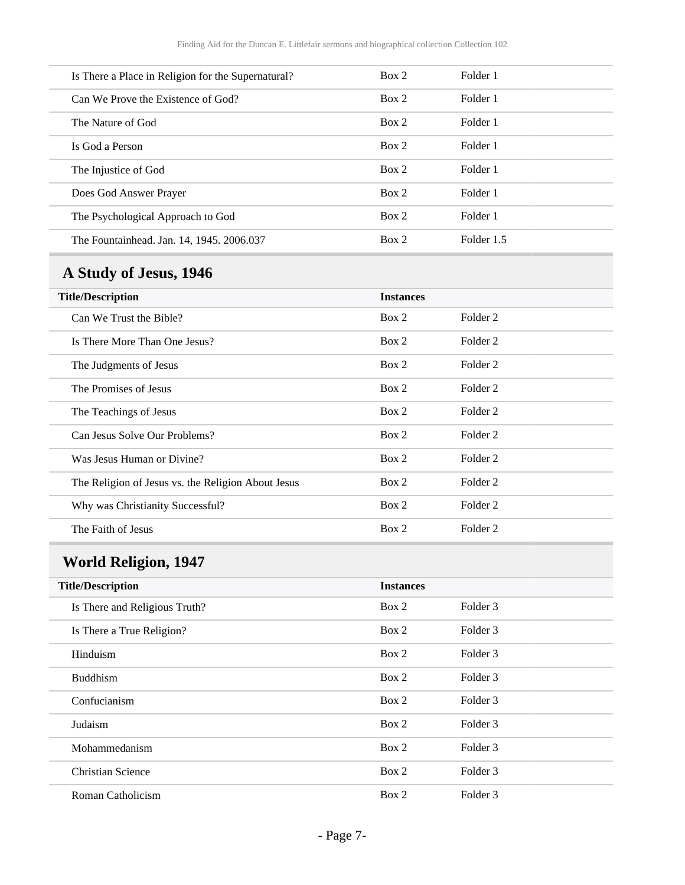| | | |
|---|---|---|
| Is There a Place in Religion for the Supernatural? | Box 2 | Folder 1 |
| Can We Prove the Existence of God? | Box 2 | Folder 1 |
| The Nature of God | Box 2 | Folder 1 |
| Is God a Person | Box 2 | Folder 1 |
| The Injustice of God | Box 2 | Folder 1 |
| Does God Answer Prayer | Box 2 | Folder 1 |
| The Psychological Approach to God | Box 2 | Folder 1 |
| The Fountainhead. Jan. 14, 1945. 2006.037 | Box 2 | Folder 1.5 |

## A Study of Jesus, 1946

| Title/Description | Instances | |
|---|---|---|
| Can We Trust the Bible? | Box 2 | Folder 2 |
| Is There More Than One Jesus? | Box 2 | Folder 2 |
| The Judgments of Jesus | Box 2 | Folder 2 |
| The Promises of Jesus | Box 2 | Folder 2 |
| The Teachings of Jesus | Box 2 | Folder 2 |
| Can Jesus Solve Our Problems? | Box 2 | Folder 2 |
| Was Jesus Human or Divine? | Box 2 | Folder 2 |
| The Religion of Jesus vs. the Religion About Jesus | Box 2 | Folder 2 |
| Why was Christianity Successful? | Box 2 | Folder 2 |
| The Faith of Jesus | Box 2 | Folder 2 |

## World Religion, 1947

| Title/Description | Instances | |
|---|---|---|
| Is There and Religious Truth? | Box 2 | Folder 3 |
| Is There a True Religion? | Box 2 | Folder 3 |
| Hinduism | Box 2 | Folder 3 |
| Buddhism | Box 2 | Folder 3 |
| Confucianism | Box 2 | Folder 3 |
| Judaism | Box 2 | Folder 3 |
| Mohammedanism | Box 2 | Folder 3 |
| Christian Science | Box 2 | Folder 3 |
| Roman Catholicism | Box 2 | Folder 3 |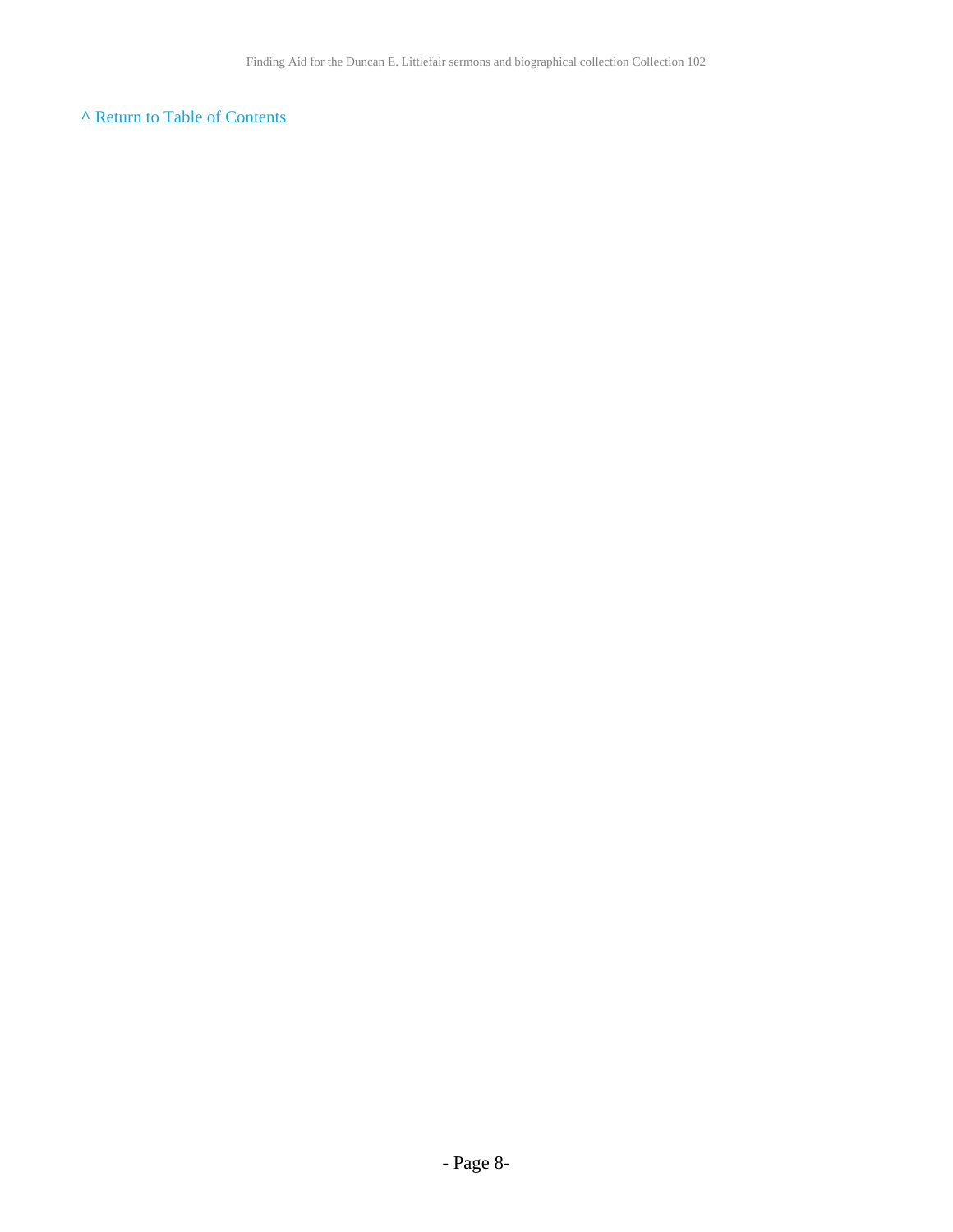^ Return to Table of Contents